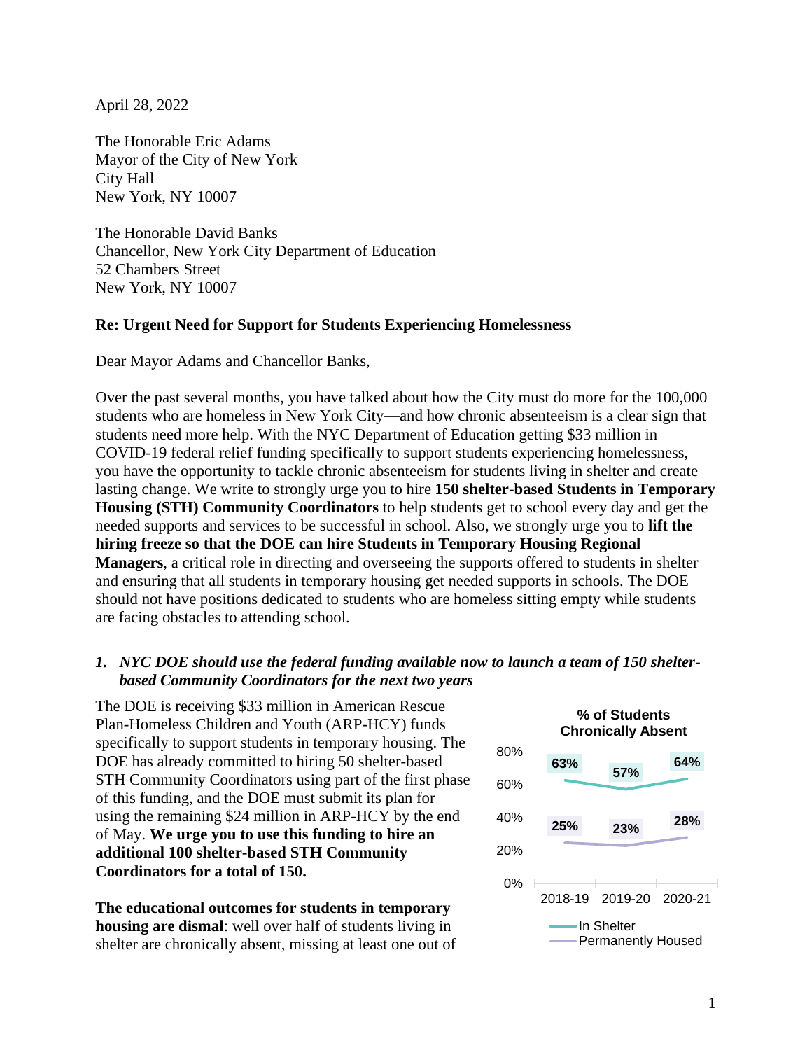April 28, 2022

The Honorable Eric Adams
Mayor of the City of New York
City Hall
New York, NY 10007

The Honorable David Banks
Chancellor, New York City Department of Education
52 Chambers Street
New York, NY 10007

**Re: Urgent Need for Support for Students Experiencing Homelessness**

Dear Mayor Adams and Chancellor Banks,

Over the past several months, you have talked about how the City must do more for the 100,000 students who are homeless in New York City—and how chronic absenteeism is a clear sign that students need more help. With the NYC Department of Education getting $33 million in COVID-19 federal relief funding specifically to support students experiencing homelessness, you have the opportunity to tackle chronic absenteeism for students living in shelter and create lasting change. We write to strongly urge you to hire **150 shelter-based Students in Temporary Housing (STH) Community Coordinators** to help students get to school every day and get the needed supports and services to be successful in school. Also, we strongly urge you to **lift the hiring freeze so that the DOE can hire Students in Temporary Housing Regional Managers**, a critical role in directing and overseeing the supports offered to students in shelter and ensuring that all students in temporary housing get needed supports in schools. The DOE should not have positions dedicated to students who are homeless sitting empty while students are facing obstacles to attending school.

1. ***NYC DOE should use the federal funding available now to launch a team of 150 shelter-based Community Coordinators for the next two years***

The DOE is receiving $33 million in American Rescue Plan-Homeless Children and Youth (ARP-HCY) funds specifically to support students in temporary housing. The DOE has already committed to hiring 50 shelter-based STH Community Coordinators using part of the first phase of this funding, and the DOE must submit its plan for using the remaining $24 million in ARP-HCY by the end of May. **We urge you to use this funding to hire an additional 100 shelter-based STH Community Coordinators for a total of 150.**

**% of Students Chronically Absent**

| | 2018-19 | 2019-20 | 2020-21 |
|---|---|---|---|
| In Shelter | 63% | 57% | 64% |
| Permanently Housed | 25% | 23% | 28% |

**The educational outcomes for students in temporary housing are dismal**: well over half of students living in shelter are chronically absent, missing at least one out of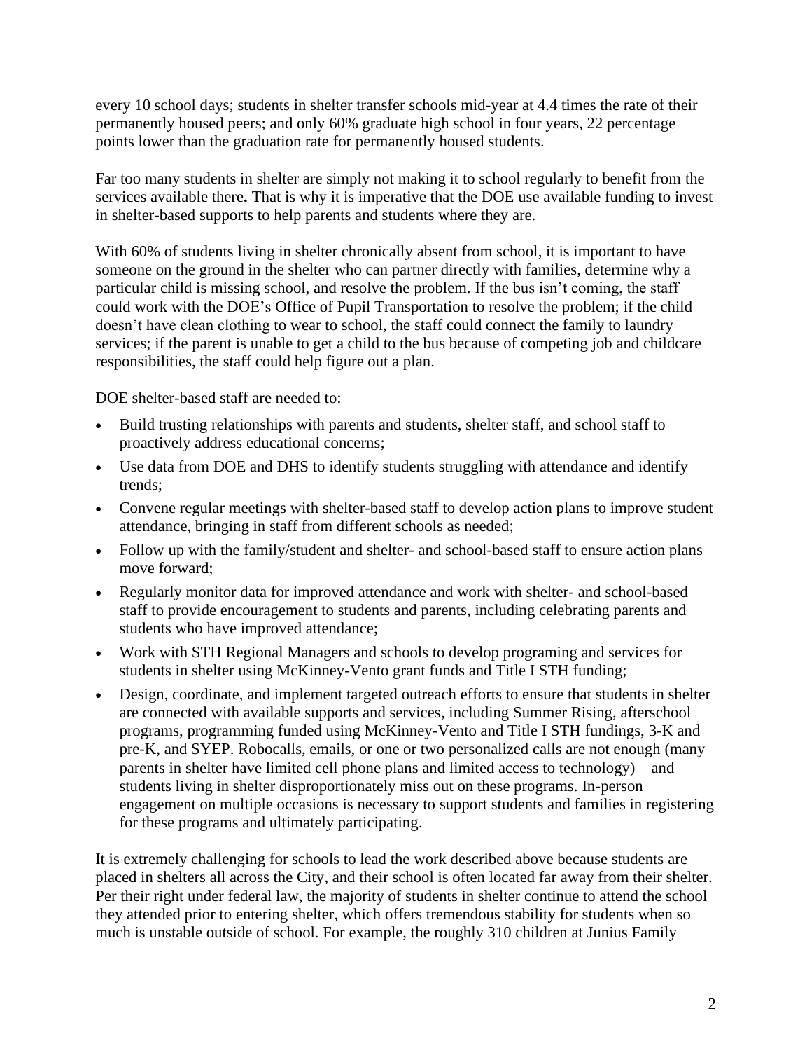every 10 school days; students in shelter transfer schools mid-year at 4.4 times the rate of their permanently housed peers; and only 60% graduate high school in four years, 22 percentage points lower than the graduation rate for permanently housed students.

Far too many students in shelter are simply not making it to school regularly to benefit from the services available there**.** That is why it is imperative that the DOE use available funding to invest in shelter-based supports to help parents and students where they are.

With 60% of students living in shelter chronically absent from school, it is important to have someone on the ground in the shelter who can partner directly with families, determine why a particular child is missing school, and resolve the problem. If the bus isn't coming, the staff could work with the DOE's Office of Pupil Transportation to resolve the problem; if the child doesn't have clean clothing to wear to school, the staff could connect the family to laundry services; if the parent is unable to get a child to the bus because of competing job and childcare responsibilities, the staff could help figure out a plan.

DOE shelter-based staff are needed to:

- Build trusting relationships with parents and students, shelter staff, and school staff to proactively address educational concerns;
- Use data from DOE and DHS to identify students struggling with attendance and identify trends;
- Convene regular meetings with shelter-based staff to develop action plans to improve student attendance, bringing in staff from different schools as needed;
- Follow up with the family/student and shelter- and school-based staff to ensure action plans move forward;
- Regularly monitor data for improved attendance and work with shelter- and school-based staff to provide encouragement to students and parents, including celebrating parents and students who have improved attendance;
- Work with STH Regional Managers and schools to develop programing and services for students in shelter using McKinney-Vento grant funds and Title I STH funding;
- Design, coordinate, and implement targeted outreach efforts to ensure that students in shelter are connected with available supports and services, including Summer Rising, afterschool programs, programming funded using McKinney-Vento and Title I STH fundings, 3-K and pre-K, and SYEP. Robocalls, emails, or one or two personalized calls are not enough (many parents in shelter have limited cell phone plans and limited access to technology)—and students living in shelter disproportionately miss out on these programs. In-person engagement on multiple occasions is necessary to support students and families in registering for these programs and ultimately participating.

It is extremely challenging for schools to lead the work described above because students are placed in shelters all across the City, and their school is often located far away from their shelter. Per their right under federal law, the majority of students in shelter continue to attend the school they attended prior to entering shelter, which offers tremendous stability for students when so much is unstable outside of school. For example, the roughly 310 children at Junius Family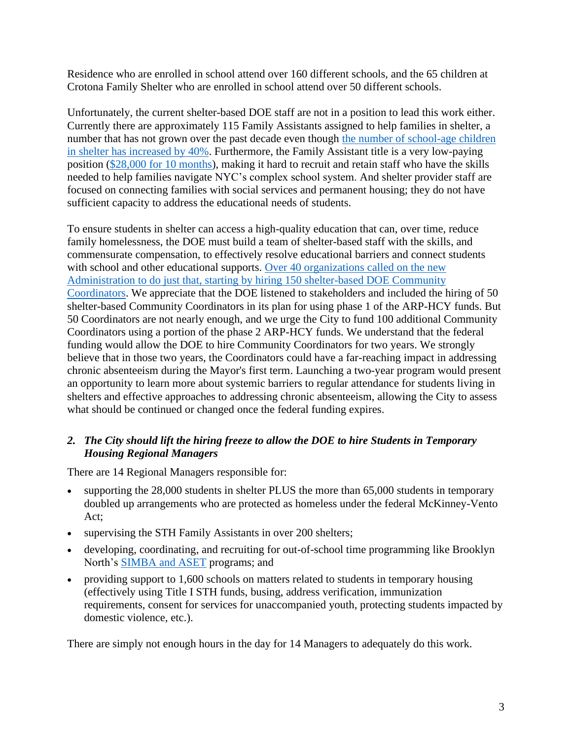Residence who are enrolled in school attend over 160 different schools, and the 65 children at Crotona Family Shelter who are enrolled in school attend over 50 different schools.

Unfortunately, the current shelter-based DOE staff are not in a position to lead this work either. Currently there are approximately 115 Family Assistants assigned to help families in shelter, a number that has not grown over the past decade even though the number of school-age children in shelter has increased by 40%. Furthermore, the Family Assistant title is a very low-paying position ($28,000 for 10 months), making it hard to recruit and retain staff who have the skills needed to help families navigate NYC's complex school system. And shelter provider staff are focused on connecting families with social services and permanent housing; they do not have sufficient capacity to address the educational needs of students.

To ensure students in shelter can access a high-quality education that can, over time, reduce family homelessness, the DOE must build a team of shelter-based staff with the skills, and commensurate compensation, to effectively resolve educational barriers and connect students with school and other educational supports. Over 40 organizations called on the new Administration to do just that, starting by hiring 150 shelter-based DOE Community Coordinators. We appreciate that the DOE listened to stakeholders and included the hiring of 50 shelter-based Community Coordinators in its plan for using phase 1 of the ARP-HCY funds. But 50 Coordinators are not nearly enough, and we urge the City to fund 100 additional Community Coordinators using a portion of the phase 2 ARP-HCY funds. We understand that the federal funding would allow the DOE to hire Community Coordinators for two years. We strongly believe that in those two years, the Coordinators could have a far-reaching impact in addressing chronic absenteeism during the Mayor's first term. Launching a two-year program would present an opportunity to learn more about systemic barriers to regular attendance for students living in shelters and effective approaches to addressing chronic absenteeism, allowing the City to assess what should be continued or changed once the federal funding expires.

2. ***The City should lift the hiring freeze to allow the DOE to hire Students in Temporary Housing Regional Managers***

There are 14 Regional Managers responsible for:

- supporting the 28,000 students in shelter PLUS the more than 65,000 students in temporary doubled up arrangements who are protected as homeless under the federal McKinney-Vento Act;
- supervising the STH Family Assistants in over 200 shelters;
- developing, coordinating, and recruiting for out-of-school time programming like Brooklyn North's SIMBA and ASET programs; and
- providing support to 1,600 schools on matters related to students in temporary housing (effectively using Title I STH funds, busing, address verification, immunization requirements, consent for services for unaccompanied youth, protecting students impacted by domestic violence, etc.).

There are simply not enough hours in the day for 14 Managers to adequately do this work.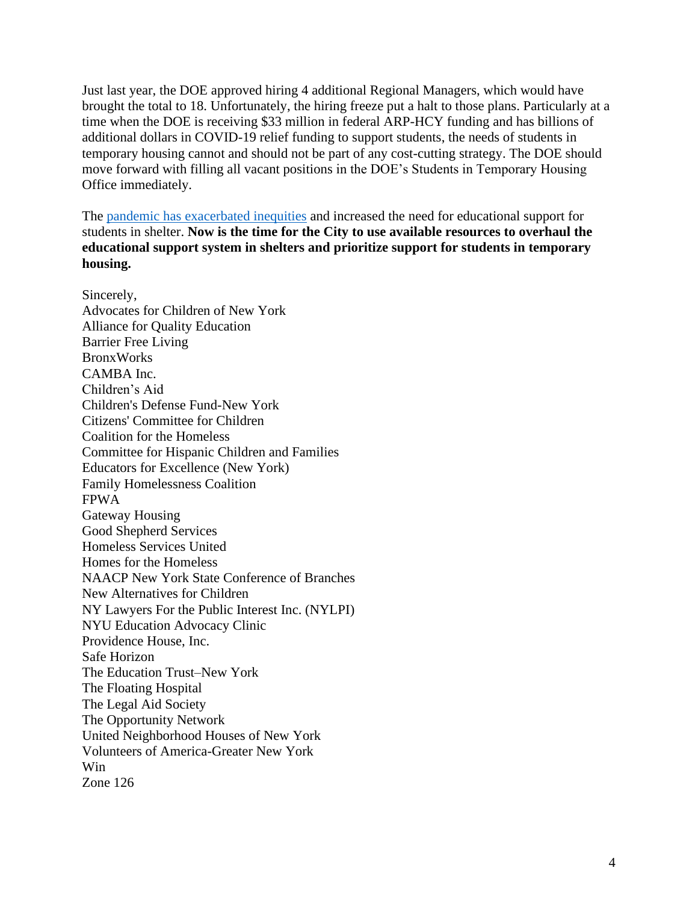Just last year, the DOE approved hiring 4 additional Regional Managers, which would have brought the total to 18. Unfortunately, the hiring freeze put a halt to those plans. Particularly at a time when the DOE is receiving $33 million in federal ARP-HCY funding and has billions of additional dollars in COVID-19 relief funding to support students, the needs of students in temporary housing cannot and should not be part of any cost-cutting strategy. The DOE should move forward with filling all vacant positions in the DOE's Students in Temporary Housing Office immediately.

The pandemic has exacerbated inequities and increased the need for educational support for students in shelter. **Now is the time for the City to use available resources to overhaul the educational support system in shelters and prioritize support for students in temporary housing.**

Sincerely,
Advocates for Children of New York
Alliance for Quality Education
Barrier Free Living
BronxWorks
CAMBA Inc.
Children's Aid
Children's Defense Fund-New York
Citizens' Committee for Children
Coalition for the Homeless
Committee for Hispanic Children and Families
Educators for Excellence (New York)
Family Homelessness Coalition
FPWA
Gateway Housing
Good Shepherd Services
Homeless Services United
Homes for the Homeless
NAACP New York State Conference of Branches
New Alternatives for Children
NY Lawyers For the Public Interest Inc. (NYLPI)
NYU Education Advocacy Clinic
Providence House, Inc.
Safe Horizon
The Education Trust–New York
The Floating Hospital
The Legal Aid Society
The Opportunity Network
United Neighborhood Houses of New York
Volunteers of America-Greater New York
Win
Zone 126